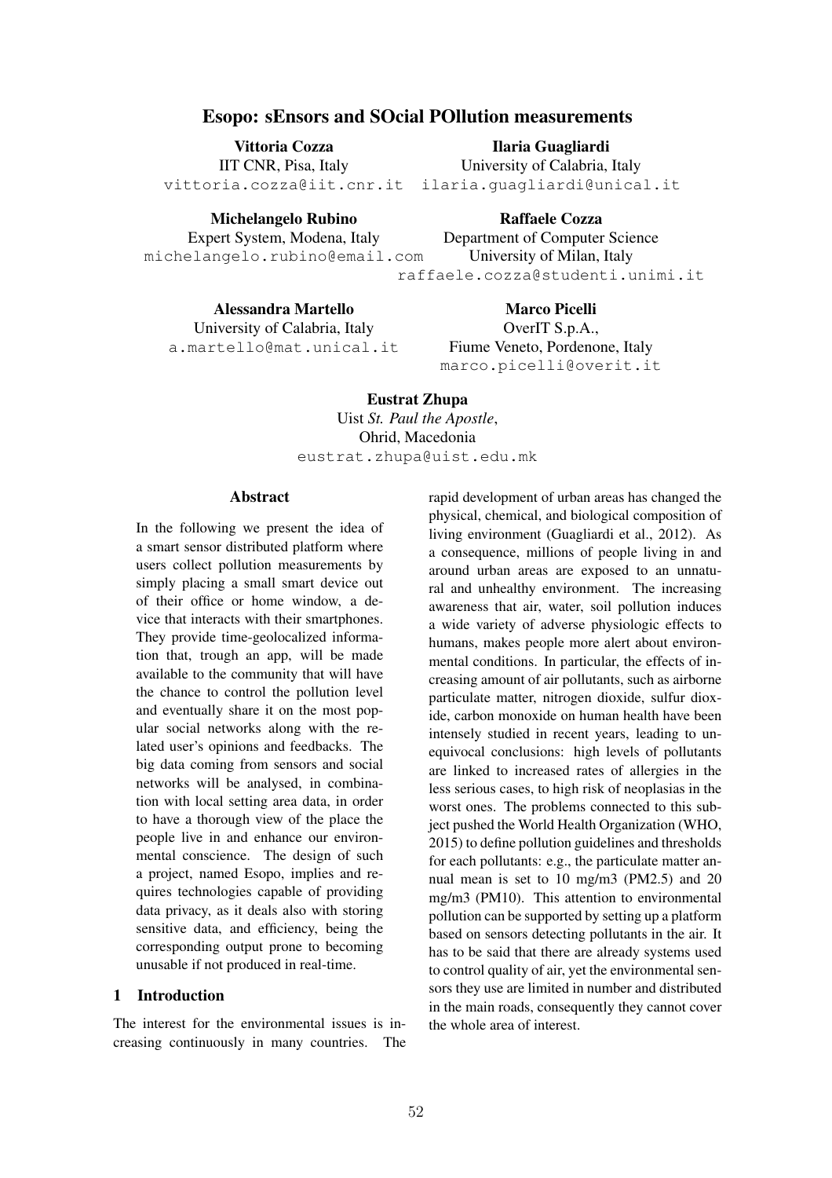# Esopo: sEnsors and SOcial POllution measurements

**Vittoria Cozza**
IIT CNR, Pisa, Italy
vittoria.cozza@iit.cnr.it

**Ilaria Guagliardi**
University of Calabria, Italy
ilaria.guagliardi@unical.it

**Michelangelo Rubino**
Expert System, Modena, Italy
michelangelo.rubino@email.com

**Raffaele Cozza**
Department of Computer Science
University of Milan, Italy
raffaele.cozza@studenti.unimi.it

**Alessandra Martello**
University of Calabria, Italy
a.martello@mat.unical.it

**Marco Picelli**
OverIT S.p.A.,
Fiume Veneto, Pordenone, Italy
marco.picelli@overit.it

**Eustrat Zhupa**
Uist *St. Paul the Apostle*,
Ohrid, Macedonia
eustrat.zhupa@uist.edu.mk

## Abstract

In the following we present the idea of a smart sensor distributed platform where users collect pollution measurements by simply placing a small smart device out of their office or home window, a device that interacts with their smartphones. They provide time-geolocalized information that, trough an app, will be made available to the community that will have the chance to control the pollution level and eventually share it on the most popular social networks along with the related user's opinions and feedbacks. The big data coming from sensors and social networks will be analysed, in combination with local setting area data, in order to have a thorough view of the place the people live in and enhance our environmental conscience. The design of such a project, named Esopo, implies and requires technologies capable of providing data privacy, as it deals also with storing sensitive data, and efficiency, being the corresponding output prone to becoming unusable if not produced in real-time.

## 1 Introduction

The interest for the environmental issues is increasing continuously in many countries. The rapid development of urban areas has changed the physical, chemical, and biological composition of living environment (Guagliardi et al., 2012). As a consequence, millions of people living in and around urban areas are exposed to an unnatural and unhealthy environment. The increasing awareness that air, water, soil pollution induces a wide variety of adverse physiologic effects to humans, makes people more alert about environmental conditions. In particular, the effects of increasing amount of air pollutants, such as airborne particulate matter, nitrogen dioxide, sulfur dioxide, carbon monoxide on human health have been intensely studied in recent years, leading to unequivocal conclusions: high levels of pollutants are linked to increased rates of allergies in the less serious cases, to high risk of neoplasias in the worst ones. The problems connected to this subject pushed the World Health Organization (WHO, 2015) to define pollution guidelines and thresholds for each pollutants: e.g., the particulate matter annual mean is set to 10 mg/m3 (PM2.5) and 20 mg/m3 (PM10). This attention to environmental pollution can be supported by setting up a platform based on sensors detecting pollutants in the air. It has to be said that there are already systems used to control quality of air, yet the environmental sensors they use are limited in number and distributed in the main roads, consequently they cannot cover the whole area of interest.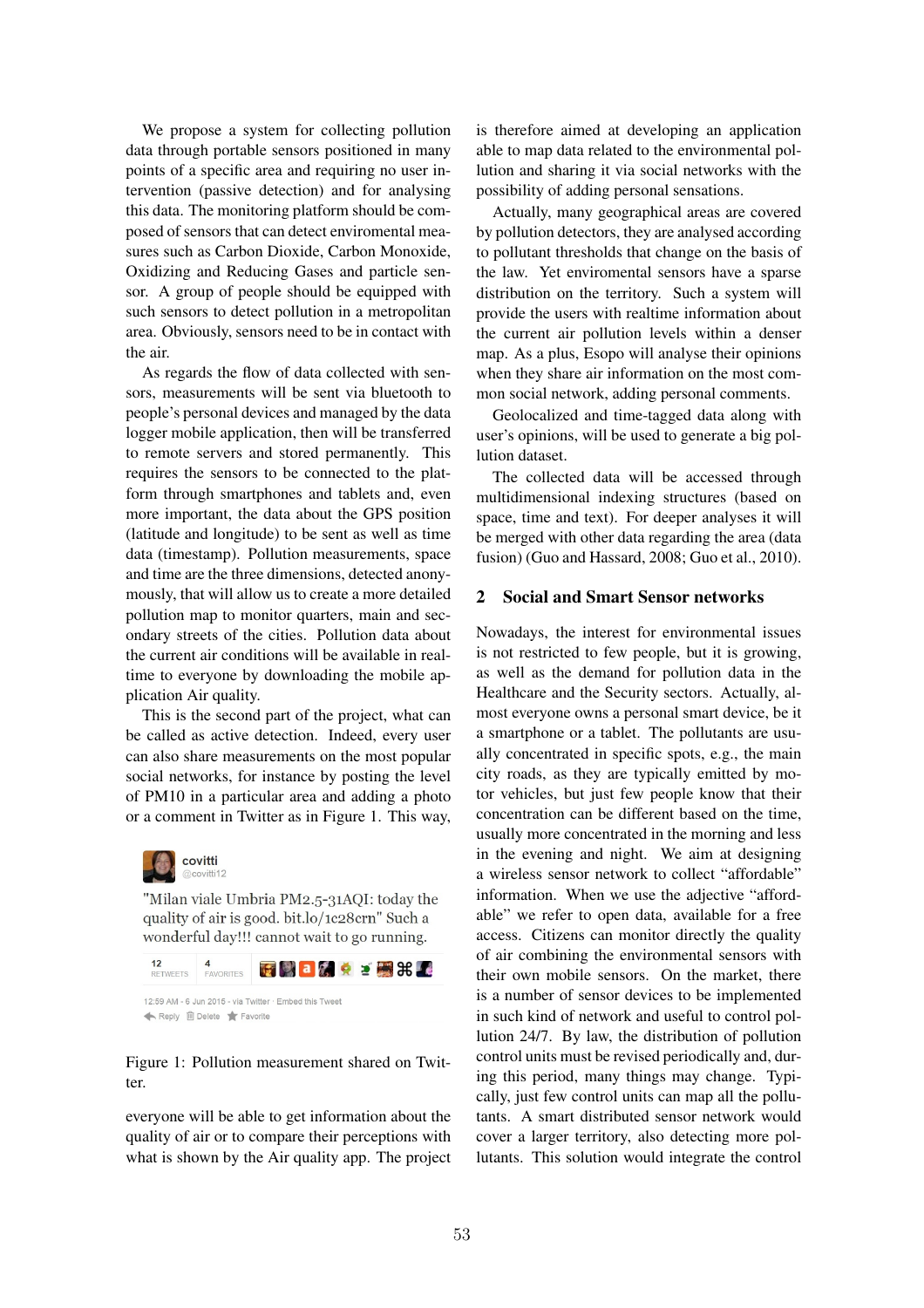We propose a system for collecting pollution data through portable sensors positioned in many points of a specific area and requiring no user intervention (passive detection) and for analysing this data. The monitoring platform should be composed of sensors that can detect enviromental measures such as Carbon Dioxide, Carbon Monoxide, Oxidizing and Reducing Gases and particle sensor. A group of people should be equipped with such sensors to detect pollution in a metropolitan area. Obviously, sensors need to be in contact with the air.

As regards the flow of data collected with sensors, measurements will be sent via bluetooth to people's personal devices and managed by the data logger mobile application, then will be transferred to remote servers and stored permanently. This requires the sensors to be connected to the platform through smartphones and tablets and, even more important, the data about the GPS position (latitude and longitude) to be sent as well as time data (timestamp). Pollution measurements, space and time are the three dimensions, detected anonymously, that will allow us to create a more detailed pollution map to monitor quarters, main and secondary streets of the cities. Pollution data about the current air conditions will be available in real-time to everyone by downloading the mobile application Air quality.

This is the second part of the project, what can be called as active detection. Indeed, every user can also share measurements on the most popular social networks, for instance by posting the level of PM10 in a particular area and adding a photo or a comment in Twitter as in Figure 1. This way,

covitti
@covitti12

"Milan viale Umbria PM2.5-31AQI: today the quality of air is good. bit.lo/1c28crn" Such a wonderful day!!! cannot wait to go running.

12 RETWEETS 4 FAVORITES

12:59 AM - 6 Jun 2015 - via Twitter · Embed this Tweet

Reply Delete Favorite

Figure 1: Pollution measurement shared on Twitter.

everyone will be able to get information about the quality of air or to compare their perceptions with what is shown by the Air quality app. The project is therefore aimed at developing an application able to map data related to the environmental pollution and sharing it via social networks with the possibility of adding personal sensations.

Actually, many geographical areas are covered by pollution detectors, they are analysed according to pollutant thresholds that change on the basis of the law. Yet enviromental sensors have a sparse distribution on the territory. Such a system will provide the users with realtime information about the current air pollution levels within a denser map. As a plus, Esopo will analyse their opinions when they share air information on the most common social network, adding personal comments.

Geolocalized and time-tagged data along with user's opinions, will be used to generate a big pollution dataset.

The collected data will be accessed through multidimensional indexing structures (based on space, time and text). For deeper analyses it will be merged with other data regarding the area (data fusion) (Guo and Hassard, 2008; Guo et al., 2010).

## 2 Social and Smart Sensor networks

Nowadays, the interest for environmental issues is not restricted to few people, but it is growing, as well as the demand for pollution data in the Healthcare and the Security sectors. Actually, almost everyone owns a personal smart device, be it a smartphone or a tablet. The pollutants are usually concentrated in specific spots, e.g., the main city roads, as they are typically emitted by motor vehicles, but just few people know that their concentration can be different based on the time, usually more concentrated in the morning and less in the evening and night. We aim at designing a wireless sensor network to collect "affordable" information. When we use the adjective "affordable" we refer to open data, available for a free access. Citizens can monitor directly the quality of air combining the environmental sensors with their own mobile sensors. On the market, there is a number of sensor devices to be implemented in such kind of network and useful to control pollution 24/7. By law, the distribution of pollution control units must be revised periodically and, during this period, many things may change. Typically, just few control units can map all the pollutants. A smart distributed sensor network would cover a larger territory, also detecting more pollutants. This solution would integrate the control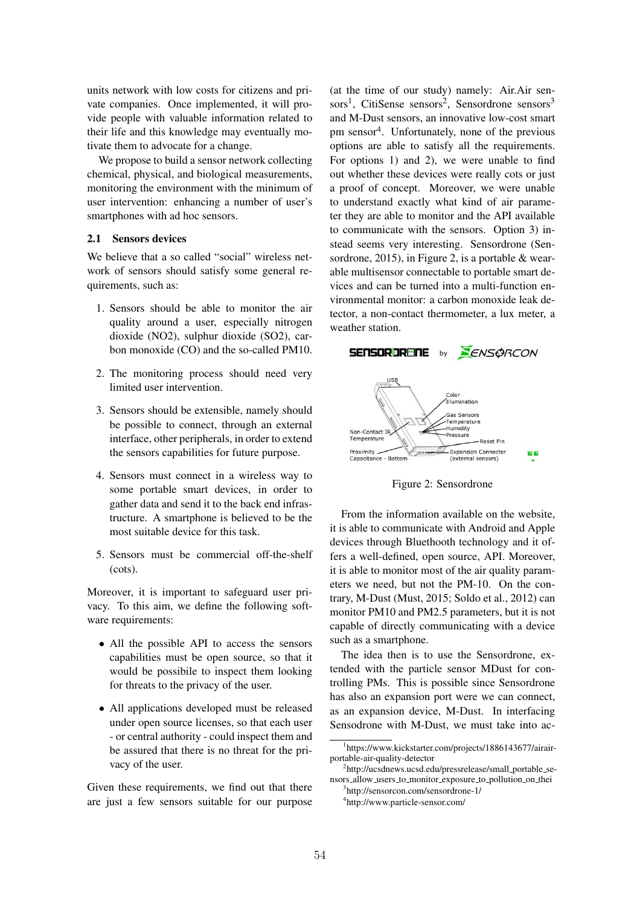units network with low costs for citizens and private companies. Once implemented, it will provide people with valuable information related to their life and this knowledge may eventually motivate them to advocate for a change.

We propose to build a sensor network collecting chemical, physical, and biological measurements, monitoring the environment with the minimum of user intervention: enhancing a number of user's smartphones with ad hoc sensors.

### 2.1 Sensors devices

We believe that a so called "social" wireless network of sensors should satisfy some general requirements, such as:

1. Sensors should be able to monitor the air quality around a user, especially nitrogen dioxide (NO2), sulphur dioxide (SO2), carbon monoxide (CO) and the so-called PM10.
2. The monitoring process should need very limited user intervention.
3. Sensors should be extensible, namely should be possible to connect, through an external interface, other peripherals, in order to extend the sensors capabilities for future purpose.
4. Sensors must connect in a wireless way to some portable smart devices, in order to gather data and send it to the back end infrastructure. A smartphone is believed to be the most suitable device for this task.
5. Sensors must be commercial off-the-shelf (cots).

Moreover, it is important to safeguard user privacy. To this aim, we define the following software requirements:

- All the possible API to access the sensors capabilities must be open source, so that it would be possibile to inspect them looking for threats to the privacy of the user.
- All applications developed must be released under open source licenses, so that each user - or central authority - could inspect them and be assured that there is no threat for the privacy of the user.

Given these requirements, we find out that there are just a few sensors suitable for our purpose (at the time of our study) namely: Air.Air sensors[1], CitiSense sensors[2], Sensordrone sensors[3] and M-Dust sensors, an innovative low-cost smart pm sensor[4]. Unfortunately, none of the previous options are able to satisfy all the requirements. For options 1) and 2), we were unable to find out whether these devices were really cots or just a proof of concept. Moreover, we were unable to understand exactly what kind of air parameter they are able to monitor and the API available to communicate with the sensors. Option 3) instead seems very interesting. Sensordrone (Sensordrone, 2015), in Figure 2, is a portable & wearable multisensor connectable to portable smart devices and can be turned into a multi-function environmental monitor: a carbon monoxide leak detector, a non-contact thermometer, a lux meter, a weather station.

SENSORDRONE by SENSORCON

USB
Color
Illumination
Gas Sensors
Temperature
Humidity
Pressure
Non-Contact IR
Temperature
Reset Pin
Proximity
Capacitance - Bottom
Expansion Connector
(external sensors)

Figure 2: Sensordrone

From the information available on the website, it is able to communicate with Android and Apple devices through Bluethooth technology and it offers a well-defined, open source, API. Moreover, it is able to monitor most of the air quality parameters we need, but not the PM-10. On the contrary, M-Dust (Must, 2015; Soldo et al., 2012) can monitor PM10 and PM2.5 parameters, but it is not capable of directly communicating with a device such as a smartphone.

The idea then is to use the Sensordrone, extended with the particle sensor MDust for controlling PMs. This is possible since Sensordrone has also an expansion port were we can connect, as an expansion device, M-Dust. In interfacing Sensodrone with M-Dust, we must take into ac-

[1] https://www.kickstarter.com/projects/1886143677/airair-portable-air-quality-detector

[2] http://ucsdnews.ucsd.edu/pressrelease/small_portable_sensors_allow_users_to_monitor_exposure_to_pollution_on_thei

[3] http://sensorcon.com/sensordrone-1/

[4] http://www.particle-sensor.com/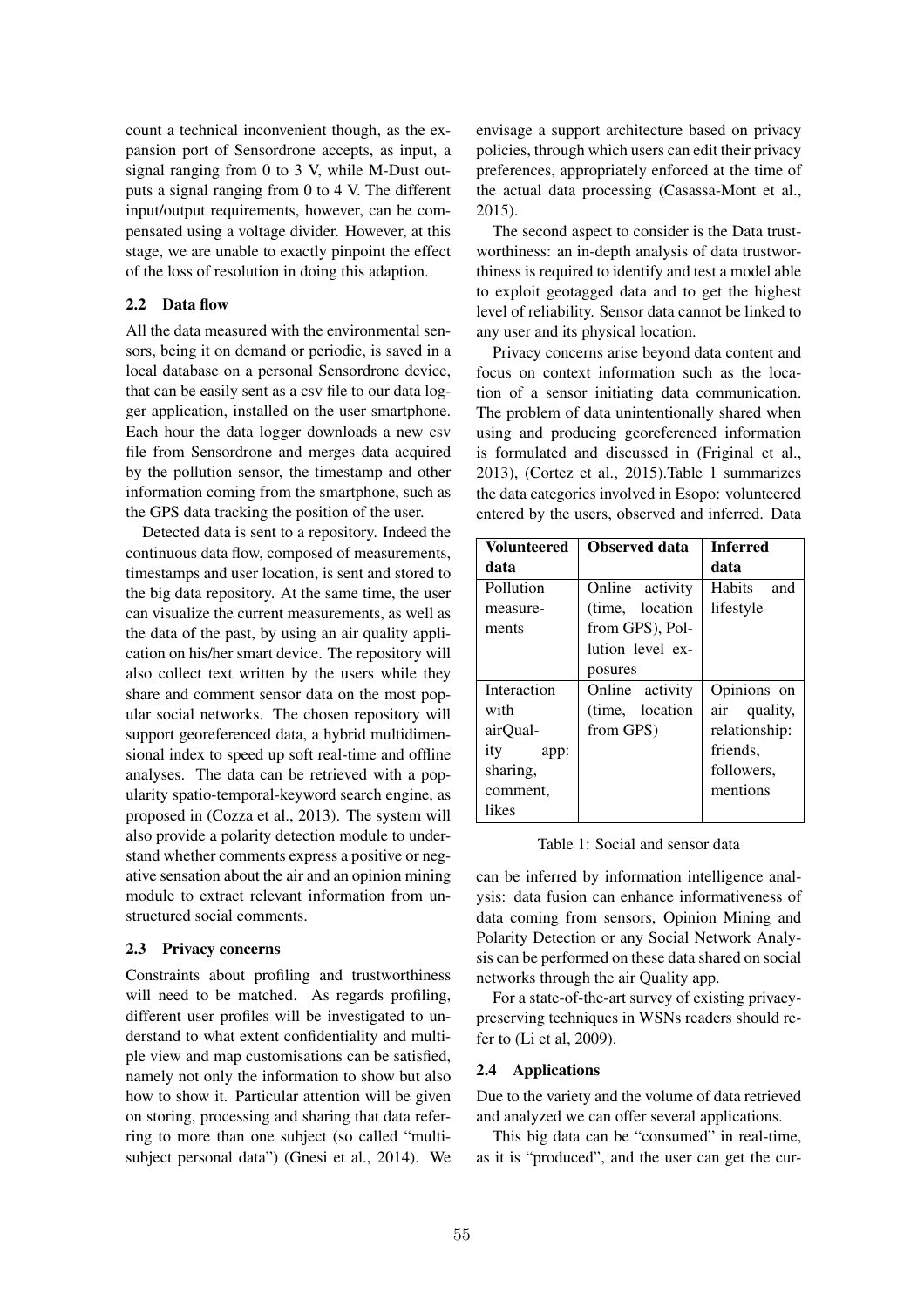count a technical inconvenient though, as the expansion port of Sensordrone accepts, as input, a signal ranging from 0 to 3 V, while M-Dust outputs a signal ranging from 0 to 4 V. The different input/output requirements, however, can be compensated using a voltage divider. However, at this stage, we are unable to exactly pinpoint the effect of the loss of resolution in doing this adaption.

### 2.2 Data flow

All the data measured with the environmental sensors, being it on demand or periodic, is saved in a local database on a personal Sensordrone device, that can be easily sent as a csv file to our data logger application, installed on the user smartphone. Each hour the data logger downloads a new csv file from Sensordrone and merges data acquired by the pollution sensor, the timestamp and other information coming from the smartphone, such as the GPS data tracking the position of the user.

Detected data is sent to a repository. Indeed the continuous data flow, composed of measurements, timestamps and user location, is sent and stored to the big data repository. At the same time, the user can visualize the current measurements, as well as the data of the past, by using an air quality application on his/her smart device. The repository will also collect text written by the users while they share and comment sensor data on the most popular social networks. The chosen repository will support georeferenced data, a hybrid multidimensional index to speed up soft real-time and offline analyses. The data can be retrieved with a popularity spatio-temporal-keyword search engine, as proposed in (Cozza et al., 2013). The system will also provide a polarity detection module to understand whether comments express a positive or negative sensation about the air and an opinion mining module to extract relevant information from unstructured social comments.

### 2.3 Privacy concerns

Constraints about profiling and trustworthiness will need to be matched. As regards profiling, different user profiles will be investigated to understand to what extent confidentiality and multiple view and map customisations can be satisfied, namely not only the information to show but also how to show it. Particular attention will be given on storing, processing and sharing that data referring to more than one subject (so called "multi-subject personal data") (Gnesi et al., 2014). We envisage a support architecture based on privacy policies, through which users can edit their privacy preferences, appropriately enforced at the time of the actual data processing (Casassa-Mont et al., 2015).

The second aspect to consider is the Data trustworthiness: an in-depth analysis of data trustworthiness is required to identify and test a model able to exploit geotagged data and to get the highest level of reliability. Sensor data cannot be linked to any user and its physical location.

Privacy concerns arise beyond data content and focus on context information such as the location of a sensor initiating data communication. The problem of data unintentionally shared when using and producing georeferenced information is formulated and discussed in (Friginal et al., 2013), (Cortez et al., 2015).Table 1 summarizes the data categories involved in Esopo: volunteered entered by the users, observed and inferred. Data can be inferred by information intelligence analysis: data fusion can enhance informativeness of data coming from sensors, Opinion Mining and Polarity Detection or any Social Network Analysis can be performed on these data shared on social networks through the air Quality app.

| Volunteered data | Observed data | Inferred data |
|---|---|---|
| Pollution measurements | Online activity (time, location from GPS), Pollution level exposures | Habits and lifestyle |
| Interaction with airQuality app: sharing, comment, likes | Online activity (time, location from GPS) | Opinions on air quality, relationship: friends, followers, mentions |

Table 1: Social and sensor data

For a state-of-the-art survey of existing privacy-preserving techniques in WSNs readers should refer to (Li et al, 2009).

### 2.4 Applications

Due to the variety and the volume of data retrieved and analyzed we can offer several applications.

This big data can be "consumed" in real-time, as it is "produced", and the user can get the cur-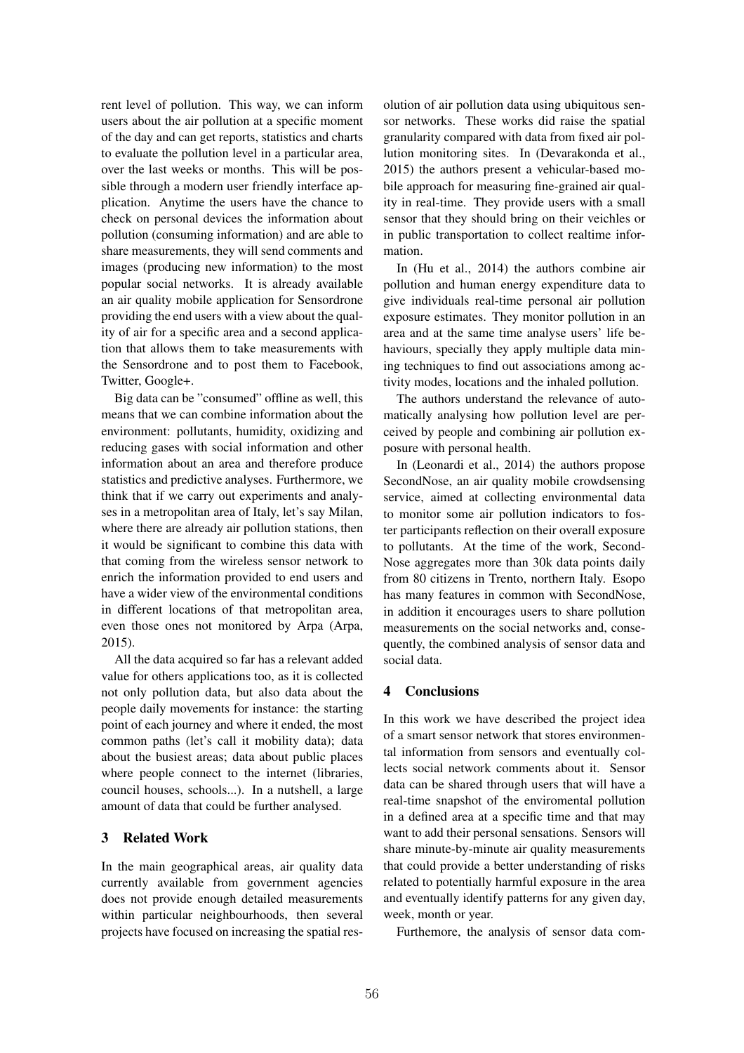rent level of pollution. This way, we can inform users about the air pollution at a specific moment of the day and can get reports, statistics and charts to evaluate the pollution level in a particular area, over the last weeks or months. This will be possible through a modern user friendly interface application. Anytime the users have the chance to check on personal devices the information about pollution (consuming information) and are able to share measurements, they will send comments and images (producing new information) to the most popular social networks. It is already available an air quality mobile application for Sensordrone providing the end users with a view about the quality of air for a specific area and a second application that allows them to take measurements with the Sensordrone and to post them to Facebook, Twitter, Google+.

Big data can be "consumed" offline as well, this means that we can combine information about the environment: pollutants, humidity, oxidizing and reducing gases with social information and other information about an area and therefore produce statistics and predictive analyses. Furthermore, we think that if we carry out experiments and analyses in a metropolitan area of Italy, let's say Milan, where there are already air pollution stations, then it would be significant to combine this data with that coming from the wireless sensor network to enrich the information provided to end users and have a wider view of the environmental conditions in different locations of that metropolitan area, even those ones not monitored by Arpa (Arpa, 2015).

All the data acquired so far has a relevant added value for others applications too, as it is collected not only pollution data, but also data about the people daily movements for instance: the starting point of each journey and where it ended, the most common paths (let's call it mobility data); data about the busiest areas; data about public places where people connect to the internet (libraries, council houses, schools...). In a nutshell, a large amount of data that could be further analysed.

## 3 Related Work

In the main geographical areas, air quality data currently available from government agencies does not provide enough detailed measurements within particular neighbourhoods, then several projects have focused on increasing the spatial resolution of air pollution data using ubiquitous sensor networks. These works did raise the spatial granularity compared with data from fixed air pollution monitoring sites. In (Devarakonda et al., 2015) the authors present a vehicular-based mobile approach for measuring fine-grained air quality in real-time. They provide users with a small sensor that they should bring on their veichles or in public transportation to collect realtime information.

In (Hu et al., 2014) the authors combine air pollution and human energy expenditure data to give individuals real-time personal air pollution exposure estimates. They monitor pollution in an area and at the same time analyse users' life behaviours, specially they apply multiple data mining techniques to find out associations among activity modes, locations and the inhaled pollution.

The authors understand the relevance of automatically analysing how pollution level are perceived by people and combining air pollution exposure with personal health.

In (Leonardi et al., 2014) the authors propose SecondNose, an air quality mobile crowdsensing service, aimed at collecting environmental data to monitor some air pollution indicators to foster participants reflection on their overall exposure to pollutants. At the time of the work, SecondNose aggregates more than 30k data points daily from 80 citizens in Trento, northern Italy. Esopo has many features in common with SecondNose, in addition it encourages users to share pollution measurements on the social networks and, consequently, the combined analysis of sensor data and social data.

## 4 Conclusions

In this work we have described the project idea of a smart sensor network that stores environmental information from sensors and eventually collects social network comments about it. Sensor data can be shared through users that will have a real-time snapshot of the enviromental pollution in a defined area at a specific time and that may want to add their personal sensations. Sensors will share minute-by-minute air quality measurements that could provide a better understanding of risks related to potentially harmful exposure in the area and eventually identify patterns for any given day, week, month or year.

Furthemore, the analysis of sensor data com-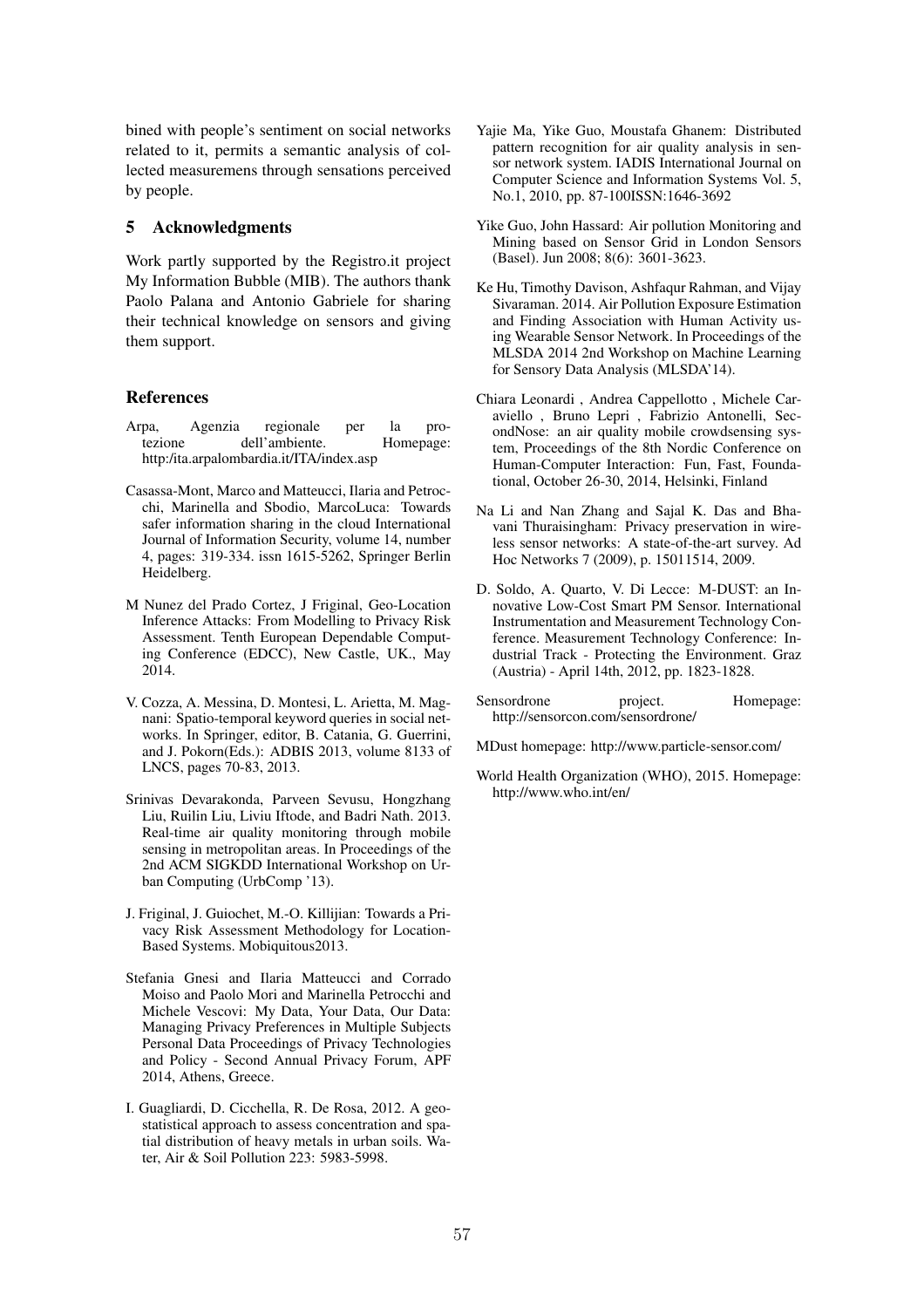bined with people's sentiment on social networks related to it, permits a semantic analysis of collected measuremens through sensations perceived by people.

## 5 Acknowledgments

Work partly supported by the Registro.it project My Information Bubble (MIB). The authors thank Paolo Palana and Antonio Gabriele for sharing their technical knowledge on sensors and giving them support.

## References

Arpa, Agenzia regionale per la protezione dell'ambiente. Homepage: http:/ita.arpalombardia.it/ITA/index.asp

Casassa-Mont, Marco and Matteucci, Ilaria and Petrocchi, Marinella and Sbodio, MarcoLuca: Towards safer information sharing in the cloud International Journal of Information Security, volume 14, number 4, pages: 319-334. issn 1615-5262, Springer Berlin Heidelberg.

M Nunez del Prado Cortez, J Friginal, Geo-Location Inference Attacks: From Modelling to Privacy Risk Assessment. Tenth European Dependable Computing Conference (EDCC), New Castle, UK., May 2014.

V. Cozza, A. Messina, D. Montesi, L. Arietta, M. Magnani: Spatio-temporal keyword queries in social networks. In Springer, editor, B. Catania, G. Guerrini, and J. Pokorn(Eds.): ADBIS 2013, volume 8133 of LNCS, pages 70-83, 2013.

Srinivas Devarakonda, Parveen Sevusu, Hongzhang Liu, Ruilin Liu, Liviu Iftode, and Badri Nath. 2013. Real-time air quality monitoring through mobile sensing in metropolitan areas. In Proceedings of the 2nd ACM SIGKDD International Workshop on Urban Computing (UrbComp '13).

J. Friginal, J. Guiochet, M.-O. Killijian: Towards a Privacy Risk Assessment Methodology for Location-Based Systems. Mobiquitous2013.

Stefania Gnesi and Ilaria Matteucci and Corrado Moiso and Paolo Mori and Marinella Petrocchi and Michele Vescovi: My Data, Your Data, Our Data: Managing Privacy Preferences in Multiple Subjects Personal Data Proceedings of Privacy Technologies and Policy - Second Annual Privacy Forum, APF 2014, Athens, Greece.

I. Guagliardi, D. Cicchella, R. De Rosa, 2012. A geostatistical approach to assess concentration and spatial distribution of heavy metals in urban soils. Water, Air & Soil Pollution 223: 5983-5998.

Yajie Ma, Yike Guo, Moustafa Ghanem: Distributed pattern recognition for air quality analysis in sensor network system. IADIS International Journal on Computer Science and Information Systems Vol. 5, No.1, 2010, pp. 87-100ISSN:1646-3692

Yike Guo, John Hassard: Air pollution Monitoring and Mining based on Sensor Grid in London Sensors (Basel). Jun 2008; 8(6): 3601-3623.

Ke Hu, Timothy Davison, Ashfaqur Rahman, and Vijay Sivaraman. 2014. Air Pollution Exposure Estimation and Finding Association with Human Activity using Wearable Sensor Network. In Proceedings of the MLSDA 2014 2nd Workshop on Machine Learning for Sensory Data Analysis (MLSDA'14).

Chiara Leonardi , Andrea Cappellotto , Michele Caraviello , Bruno Lepri , Fabrizio Antonelli, SecondNose: an air quality mobile crowdsensing system, Proceedings of the 8th Nordic Conference on Human-Computer Interaction: Fun, Fast, Foundational, October 26-30, 2014, Helsinki, Finland

Na Li and Nan Zhang and Sajal K. Das and Bhavani Thuraisingham: Privacy preservation in wireless sensor networks: A state-of-the-art survey. Ad Hoc Networks 7 (2009), p. 15011514, 2009.

D. Soldo, A. Quarto, V. Di Lecce: M-DUST: an Innovative Low-Cost Smart PM Sensor. International Instrumentation and Measurement Technology Conference. Measurement Technology Conference: Industrial Track - Protecting the Environment. Graz (Austria) - April 14th, 2012, pp. 1823-1828.

Sensordrone project. Homepage: http://sensorcon.com/sensordrone/

MDust homepage: http://www.particle-sensor.com/

World Health Organization (WHO), 2015. Homepage: http://www.who.int/en/